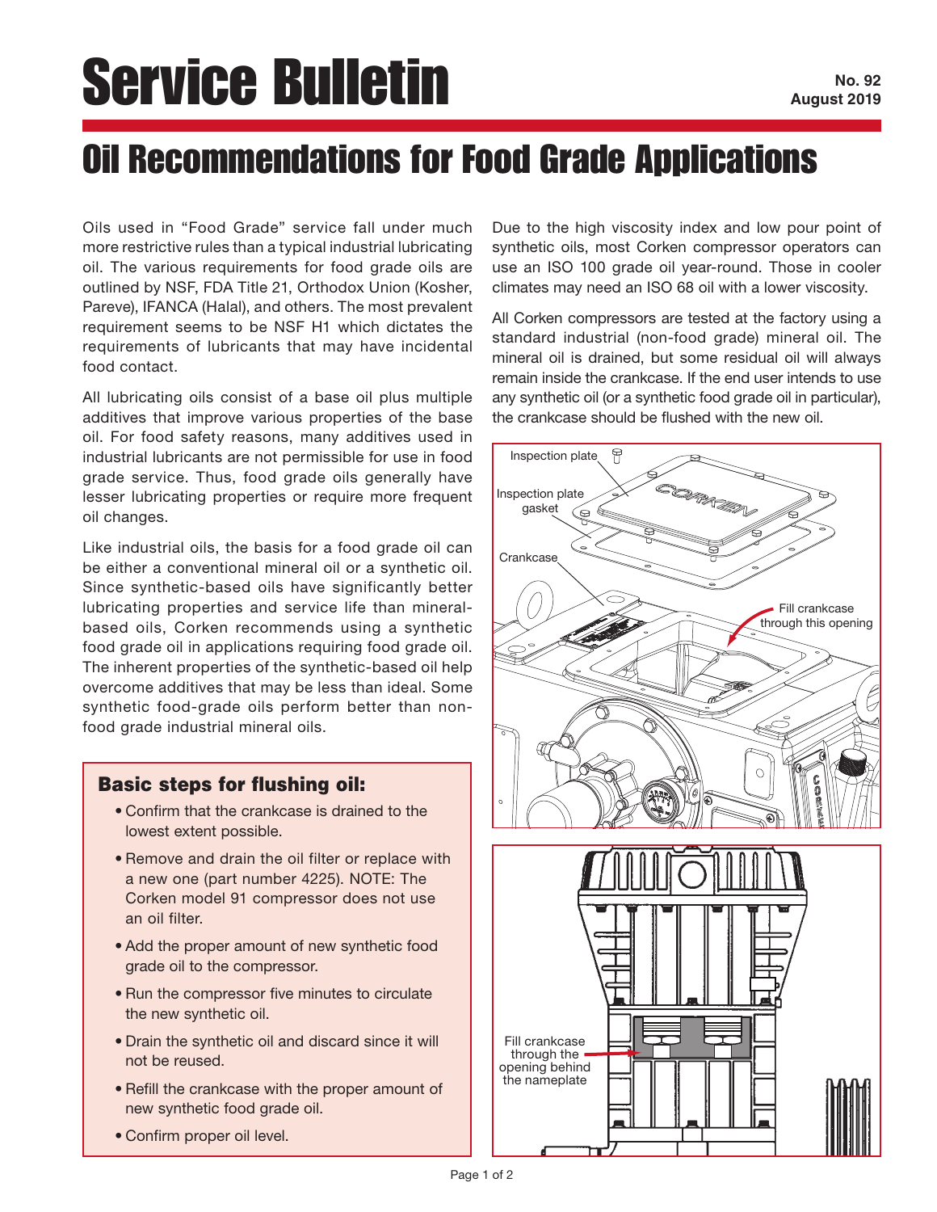# Service Bulletin

**No. 92**
**August 2019**

# Oil Recommendations for Food Grade Applications

Oils used in "Food Grade" service fall under much more restrictive rules than a typical industrial lubricating oil. The various requirements for food grade oils are outlined by NSF, FDA Title 21, Orthodox Union (Kosher, Pareve), IFANCA (Halal), and others. The most prevalent requirement seems to be NSF H1 which dictates the requirements of lubricants that may have incidental food contact.

All lubricating oils consist of a base oil plus multiple additives that improve various properties of the base oil. For food safety reasons, many additives used in industrial lubricants are not permissible for use in food grade service. Thus, food grade oils generally have lesser lubricating properties or require more frequent oil changes.

Like industrial oils, the basis for a food grade oil can be either a conventional mineral oil or a synthetic oil. Since synthetic-based oils have significantly better lubricating properties and service life than mineral-based oils, Corken recommends using a synthetic food grade oil in applications requiring food grade oil. The inherent properties of the synthetic-based oil help overcome additives that may be less than ideal. Some synthetic food-grade oils perform better than non-food grade industrial mineral oils.

### Basic steps for flushing oil:

- Confirm that the crankcase is drained to the lowest extent possible.
- Remove and drain the oil filter or replace with a new one (part number 4225). NOTE: The Corken model 91 compressor does not use an oil filter.
- Add the proper amount of new synthetic food grade oil to the compressor.
- Run the compressor five minutes to circulate the new synthetic oil.
- Drain the synthetic oil and discard since it will not be reused.
- Refill the crankcase with the proper amount of new synthetic food grade oil.
- Confirm proper oil level.

Due to the high viscosity index and low pour point of synthetic oils, most Corken compressor operators can use an ISO 100 grade oil year-round. Those in cooler climates may need an ISO 68 oil with a lower viscosity.

All Corken compressors are tested at the factory using a standard industrial (non-food grade) mineral oil. The mineral oil is drained, but some residual oil will always remain inside the crankcase. If the end user intends to use any synthetic oil (or a synthetic food grade oil in particular), the crankcase should be flushed with the new oil.

Inspection plate
Inspection plate gasket
Crankcase
Fill crankcase through this opening

Fill crankcase through the opening behind the nameplate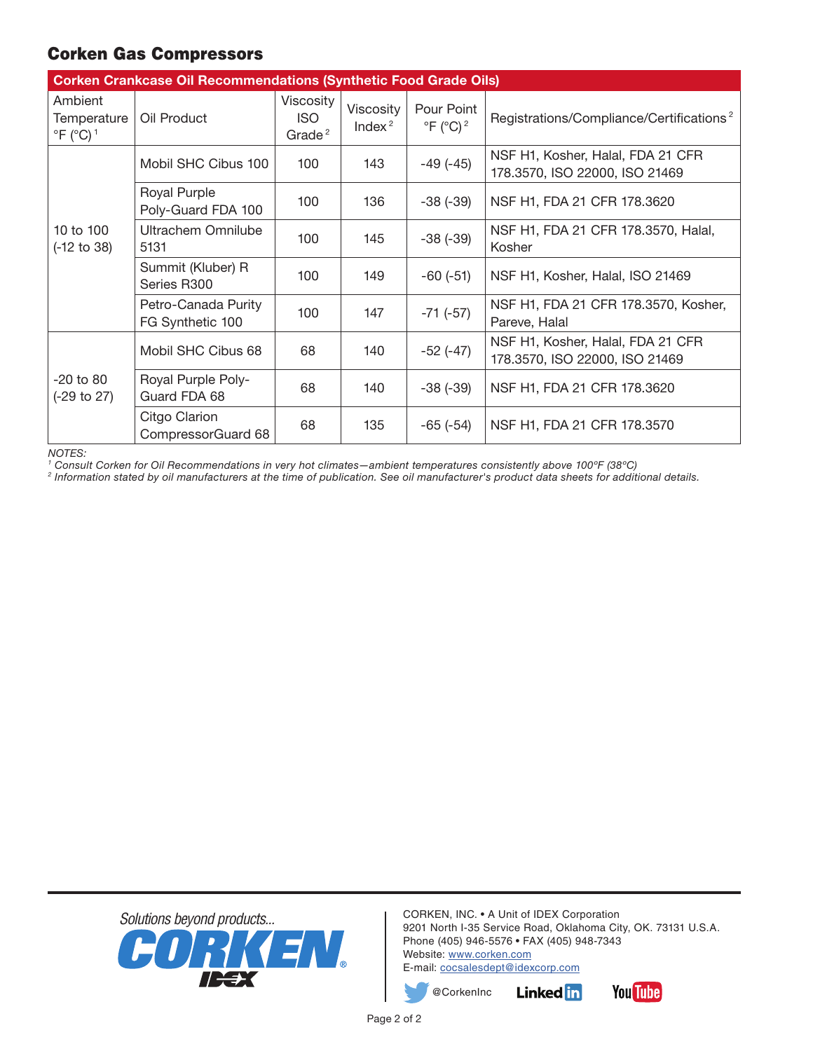## Corken Gas Compressors

| Corken Crankcase Oil Recommendations (Synthetic Food Grade Oils) | | | | | |
|---|---|---|---|---|---|
| Ambient Temperature °F (°C)[1] | Oil Product | Viscosity ISO Grade[2] | Viscosity Index[2] | Pour Point °F (°C)[2] | Registrations/Compliance/Certifications[2] |
| 10 to 100 (-12 to 38) | Mobil SHC Cibus 100 | 100 | 143 | -49 (-45) | NSF H1, Kosher, Halal, FDA 21 CFR 178.3570, ISO 22000, ISO 21469 |
| | Royal Purple Poly-Guard FDA 100 | 100 | 136 | -38 (-39) | NSF H1, FDA 21 CFR 178.3620 |
| | Ultrachem Omnilube 5131 | 100 | 145 | -38 (-39) | NSF H1, FDA 21 CFR 178.3570, Halal, Kosher |
| | Summit (Kluber) R Series R300 | 100 | 149 | -60 (-51) | NSF H1, Kosher, Halal, ISO 21469 |
| | Petro-Canada Purity FG Synthetic 100 | 100 | 147 | -71 (-57) | NSF H1, FDA 21 CFR 178.3570, Kosher, Pareve, Halal |
| -20 to 80 (-29 to 27) | Mobil SHC Cibus 68 | 68 | 140 | -52 (-47) | NSF H1, Kosher, Halal, FDA 21 CFR 178.3570, ISO 22000, ISO 21469 |
| | Royal Purple Poly-Guard FDA 68 | 68 | 140 | -38 (-39) | NSF H1, FDA 21 CFR 178.3620 |
| | Citgo Clarion CompressorGuard 68 | 68 | 135 | -65 (-54) | NSF H1, FDA 21 CFR 178.3570 |

*NOTES:*
*[1] Consult Corken for Oil Recommendations in very hot climates—ambient temperatures consistently above 100°F (38°C)*
*[2] Information stated by oil manufacturers at the time of publication. See oil manufacturer's product data sheets for additional details.*

Solutions beyond products...

CORKEN IDEX

CORKEN, INC. • A Unit of IDEX Corporation
9201 North I-35 Service Road, Oklahoma City, OK. 73131 U.S.A.
Phone (405) 946-5576 • FAX (405) 948-7343
Website: www.corken.com
E-mail: cocsalesdept@idexcorp.com

@CorkenInc